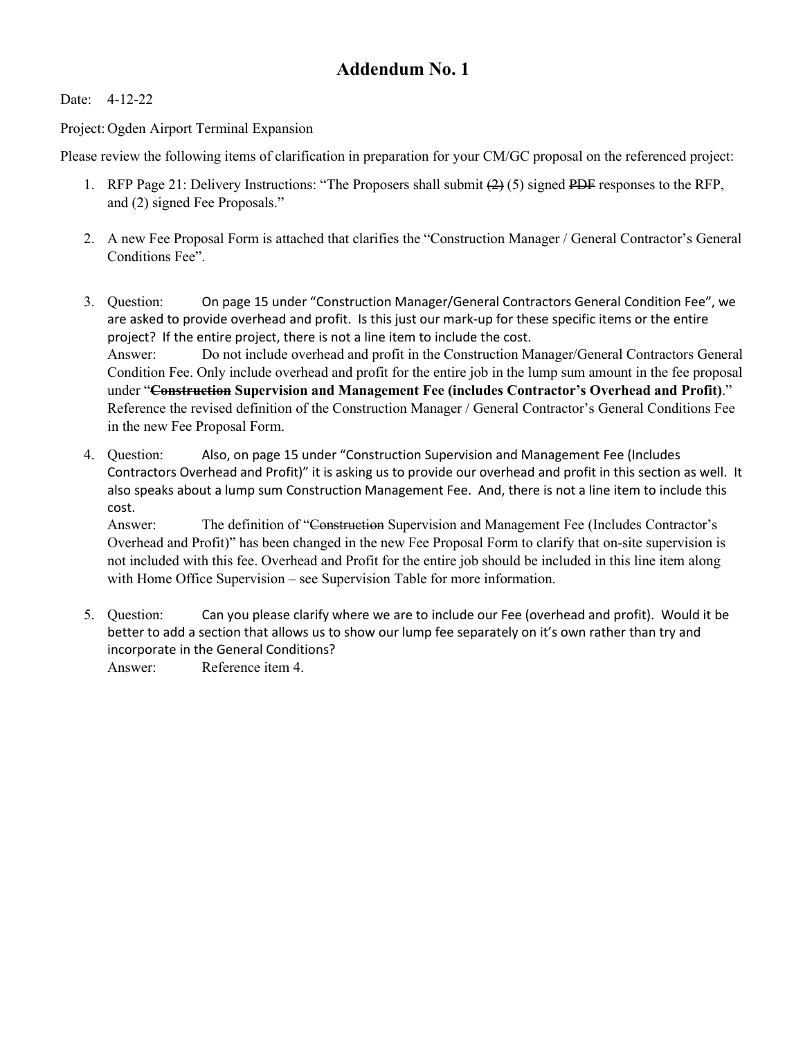# Addendum No. 1

Date: 4-12-22

Project: Ogden Airport Terminal Expansion

Please review the following items of clarification in preparation for your CM/GC proposal on the referenced project:

1. RFP Page 21: Delivery Instructions: "The Proposers shall submit ~~(2)~~ (5) signed ~~PDF~~ responses to the RFP, and (2) signed Fee Proposals."

2. A new Fee Proposal Form is attached that clarifies the "Construction Manager / General Contractor's General Conditions Fee".

3. Question: On page 15 under "Construction Manager/General Contractors General Condition Fee", we are asked to provide overhead and profit. Is this just our mark-up for these specific items or the entire project? If the entire project, there is not a line item to include the cost.
   Answer: Do not include overhead and profit in the Construction Manager/General Contractors General Condition Fee. Only include overhead and profit for the entire job in the lump sum amount in the fee proposal under "**~~Construction~~ Supervision and Management Fee (includes Contractor's Overhead and Profit)**." Reference the revised definition of the Construction Manager / General Contractor's General Conditions Fee in the new Fee Proposal Form.

4. Question: Also, on page 15 under "Construction Supervision and Management Fee (Includes Contractors Overhead and Profit)" it is asking us to provide our overhead and profit in this section as well. It also speaks about a lump sum Construction Management Fee. And, there is not a line item to include this cost.
   Answer: The definition of "~~Construction~~ Supervision and Management Fee (Includes Contractor's Overhead and Profit)" has been changed in the new Fee Proposal Form to clarify that on-site supervision is not included with this fee. Overhead and Profit for the entire job should be included in this line item along with Home Office Supervision – see Supervision Table for more information.

5. Question: Can you please clarify where we are to include our Fee (overhead and profit). Would it be better to add a section that allows us to show our lump fee separately on it's own rather than try and incorporate in the General Conditions?
   Answer: Reference item 4.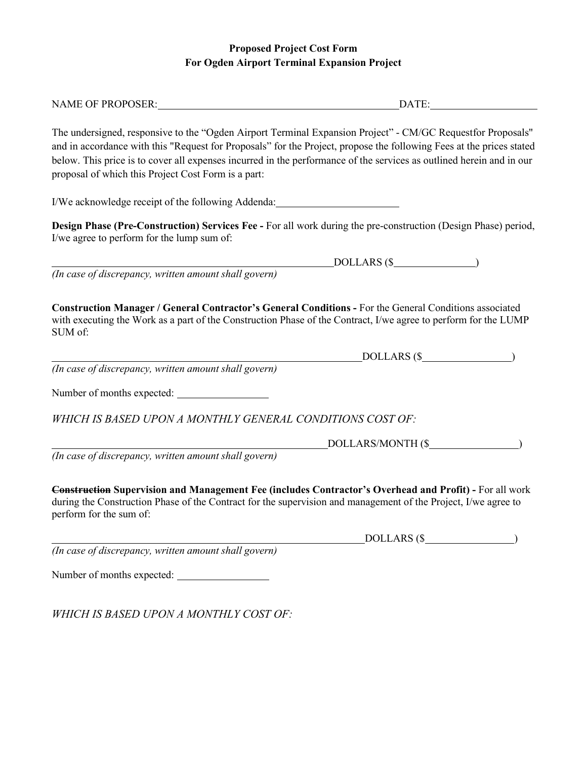**Proposed Project Cost Form**
**For Ogden Airport Terminal Expansion Project**

NAME OF PROPOSER: ________________________________________________ DATE: ____________________

The undersigned, responsive to the "Ogden Airport Terminal Expansion Project" - CM/GC Requestfor Proposals" and in accordance with this "Request for Proposals" for the Project, propose the following Fees at the prices stated below. This price is to cover all expenses incurred in the performance of the services as outlined herein and in our proposal of which this Project Cost Form is a part:

I/We acknowledge receipt of the following Addenda: ________________________

**Design Phase (Pre-Construction) Services Fee -** For all work during the pre-construction (Design Phase) period, I/we agree to perform for the lump sum of:

__________________________________________________________ DOLLARS ($________________)
*(In case of discrepancy, written amount shall govern)*

**Construction Manager / General Contractor's General Conditions -** For the General Conditions associated with executing the Work as a part of the Construction Phase of the Contract, I/we agree to perform for the LUMP SUM of:

______________________________________________________________ DOLLARS ($_________________)
*(In case of discrepancy, written amount shall govern)*

Number of months expected: __________________

*WHICH IS BASED UPON A MONTHLY GENERAL CONDITIONS COST OF:*

_________________________________________________________ DOLLARS/MONTH ($_________________)
*(In case of discrepancy, written amount shall govern)*

~~**Construction**~~ **Supervision and Management Fee (includes Contractor's Overhead and Profit) -** For all work during the Construction Phase of the Contract for the supervision and management of the Project, I/we agree to perform for the sum of:

______________________________________________________________ DOLLARS ($_________________)
*(In case of discrepancy, written amount shall govern)*

Number of months expected: __________________

*WHICH IS BASED UPON A MONTHLY COST OF:*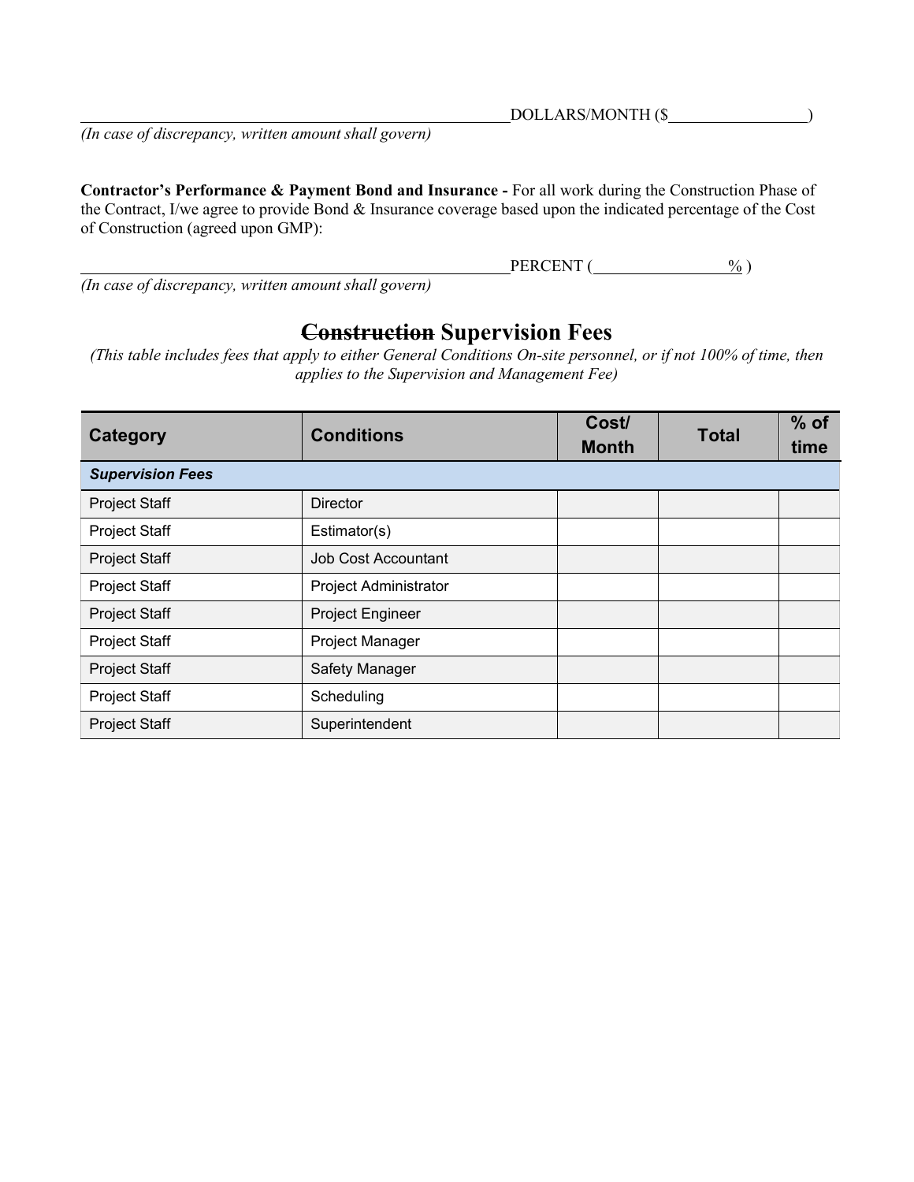\_\_\_\_\_\_\_\_\_\_\_\_\_\_\_\_\_\_\_\_\_\_\_\_\_\_\_\_\_\_\_\_\_\_\_\_\_\_\_\_\_\_\_\_\_\_\_\_\_\_\_\_DOLLARS/MONTH ($\_\_\_\_\_\_\_\_\_\_\_\_\_\_\_\_\_)

*(In case of discrepancy, written amount shall govern)*

**Contractor's Performance & Payment Bond and Insurance -** For all work during the Construction Phase of the Contract, I/we agree to provide Bond & Insurance coverage based upon the indicated percentage of the Cost of Construction (agreed upon GMP):

\_\_\_\_\_\_\_\_\_\_\_\_\_\_\_\_\_\_\_\_\_\_\_\_\_\_\_\_\_\_\_\_\_\_\_\_\_\_\_\_\_\_\_\_\_\_\_\_\_\_\_\_PERCENT (\_\_\_\_\_\_\_\_\_\_\_\_\_\_\_\_%)

*(In case of discrepancy, written amount shall govern)*

## ~~Construction~~ Supervision Fees

*(This table includes fees that apply to either General Conditions On-site personnel, or if not 100% of time, then applies to the Supervision and Management Fee)*

| Category | Conditions | Cost/ Month | Total | % of time |
|---|---|---|---|---|
| ***Supervision Fees*** | | | | |
| Project Staff | Director | | | |
| Project Staff | Estimator(s) | | | |
| Project Staff | Job Cost Accountant | | | |
| Project Staff | Project Administrator | | | |
| Project Staff | Project Engineer | | | |
| Project Staff | Project Manager | | | |
| Project Staff | Safety Manager | | | |
| Project Staff | Scheduling | | | |
| Project Staff | Superintendent | | | |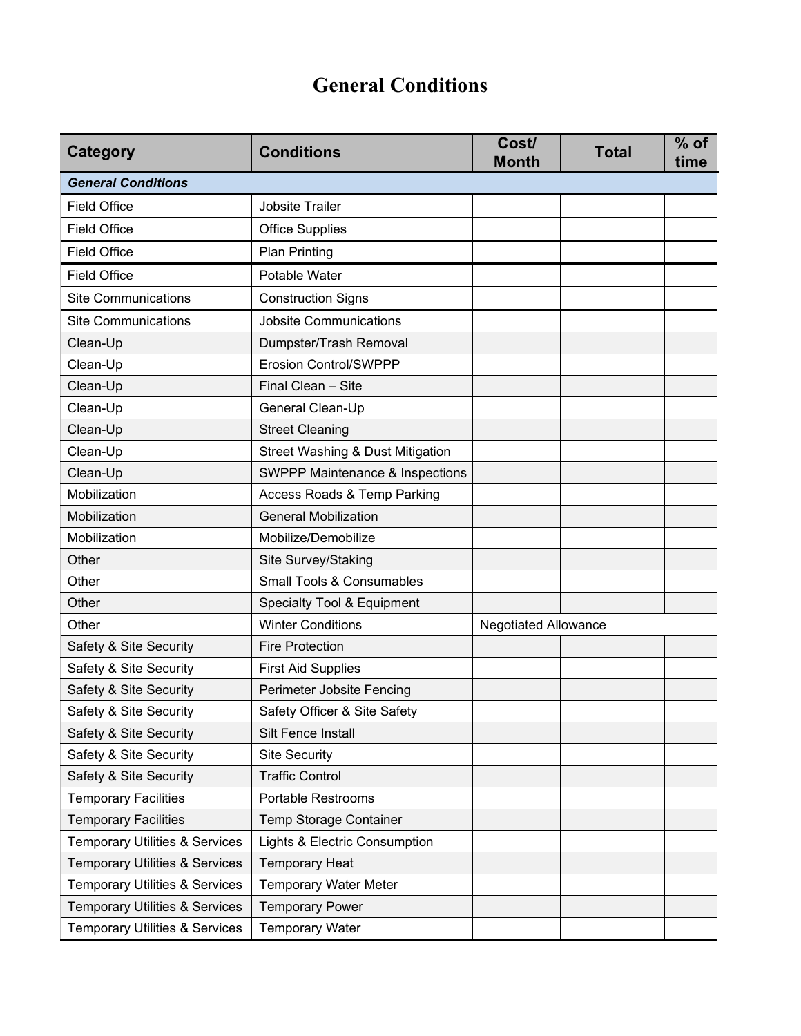# General Conditions

| Category | Conditions | Cost/ Month | Total | % of time |
|---|---|---|---|---|
| ***General Conditions*** | | | | |
| Field Office | Jobsite Trailer | | | |
| Field Office | Office Supplies | | | |
| Field Office | Plan Printing | | | |
| Field Office | Potable Water | | | |
| Site Communications | Construction Signs | | | |
| Site Communications | Jobsite Communications | | | |
| Clean-Up | Dumpster/Trash Removal | | | |
| Clean-Up | Erosion Control/SWPPP | | | |
| Clean-Up | Final Clean – Site | | | |
| Clean-Up | General Clean-Up | | | |
| Clean-Up | Street Cleaning | | | |
| Clean-Up | Street Washing & Dust Mitigation | | | |
| Clean-Up | SWPPP Maintenance & Inspections | | | |
| Mobilization | Access Roads & Temp Parking | | | |
| Mobilization | General Mobilization | | | |
| Mobilization | Mobilize/Demobilize | | | |
| Other | Site Survey/Staking | | | |
| Other | Small Tools & Consumables | | | |
| Other | Specialty Tool & Equipment | | | |
| Other | Winter Conditions | Negotiated Allowance | | |
| Safety & Site Security | Fire Protection | | | |
| Safety & Site Security | First Aid Supplies | | | |
| Safety & Site Security | Perimeter Jobsite Fencing | | | |
| Safety & Site Security | Safety Officer & Site Safety | | | |
| Safety & Site Security | Silt Fence Install | | | |
| Safety & Site Security | Site Security | | | |
| Safety & Site Security | Traffic Control | | | |
| Temporary Facilities | Portable Restrooms | | | |
| Temporary Facilities | Temp Storage Container | | | |
| Temporary Utilities & Services | Lights & Electric Consumption | | | |
| Temporary Utilities & Services | Temporary Heat | | | |
| Temporary Utilities & Services | Temporary Water Meter | | | |
| Temporary Utilities & Services | Temporary Power | | | |
| Temporary Utilities & Services | Temporary Water | | | |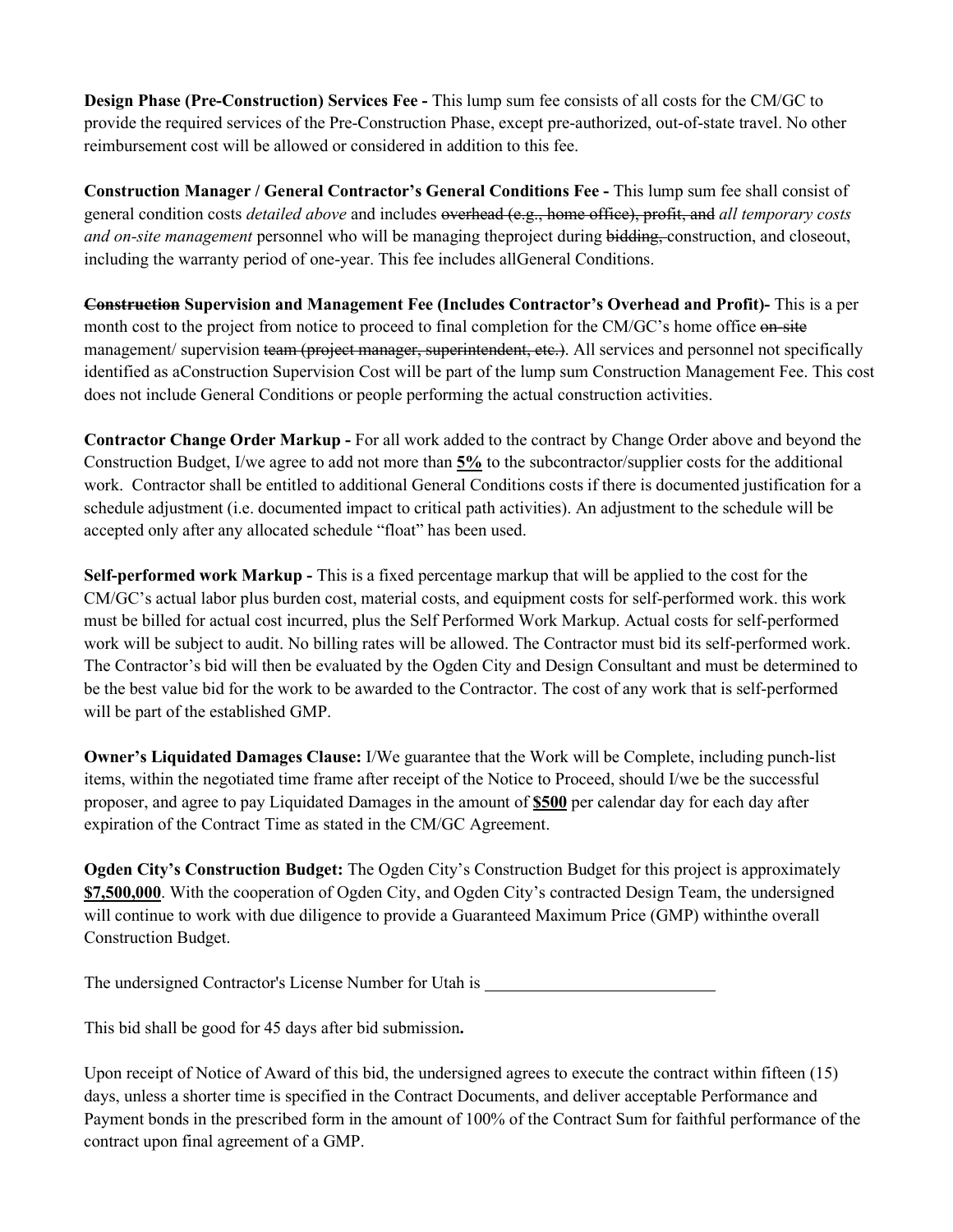**Design Phase (Pre-Construction) Services Fee -** This lump sum fee consists of all costs for the CM/GC to provide the required services of the Pre-Construction Phase, except pre-authorized, out-of-state travel. No other reimbursement cost will be allowed or considered in addition to this fee.

**Construction Manager / General Contractor's General Conditions Fee -** This lump sum fee shall consist of general condition costs *detailed above* and includes ~~overhead (e.g., home office), profit, and~~ *all temporary costs and on-site management* personnel who will be managing theproject during ~~bidding,~~ construction, and closeout, including the warranty period of one-year. This fee includes allGeneral Conditions.

**~~Construction~~ Supervision and Management Fee (Includes Contractor's Overhead and Profit)-** This is a per month cost to the project from notice to proceed to final completion for the CM/GC's home office ~~on-site~~ management/ supervision ~~team (project manager, superintendent, etc.)~~. All services and personnel not specifically identified as aConstruction Supervision Cost will be part of the lump sum Construction Management Fee. This cost does not include General Conditions or people performing the actual construction activities.

**Contractor Change Order Markup -** For all work added to the contract by Change Order above and beyond the Construction Budget, I/we agree to add not more than **5%** to the subcontractor/supplier costs for the additional work. Contractor shall be entitled to additional General Conditions costs if there is documented justification for a schedule adjustment (i.e. documented impact to critical path activities). An adjustment to the schedule will be accepted only after any allocated schedule "float" has been used.

**Self-performed work Markup -** This is a fixed percentage markup that will be applied to the cost for the CM/GC's actual labor plus burden cost, material costs, and equipment costs for self-performed work. this work must be billed for actual cost incurred, plus the Self Performed Work Markup. Actual costs for self-performed work will be subject to audit. No billing rates will be allowed. The Contractor must bid its self-performed work. The Contractor's bid will then be evaluated by the Ogden City and Design Consultant and must be determined to be the best value bid for the work to be awarded to the Contractor. The cost of any work that is self-performed will be part of the established GMP.

**Owner's Liquidated Damages Clause:** I/We guarantee that the Work will be Complete, including punch-list items, within the negotiated time frame after receipt of the Notice to Proceed, should I/we be the successful proposer, and agree to pay Liquidated Damages in the amount of **$500** per calendar day for each day after expiration of the Contract Time as stated in the CM/GC Agreement.

**Ogden City's Construction Budget:** The Ogden City's Construction Budget for this project is approximately **$7,500,000**. With the cooperation of Ogden City, and Ogden City's contracted Design Team, the undersigned will continue to work with due diligence to provide a Guaranteed Maximum Price (GMP) withinthe overall Construction Budget.

The undersigned Contractor's License Number for Utah is ____________________________

This bid shall be good for 45 days after bid submission**.**

Upon receipt of Notice of Award of this bid, the undersigned agrees to execute the contract within fifteen (15) days, unless a shorter time is specified in the Contract Documents, and deliver acceptable Performance and Payment bonds in the prescribed form in the amount of 100% of the Contract Sum for faithful performance of the contract upon final agreement of a GMP.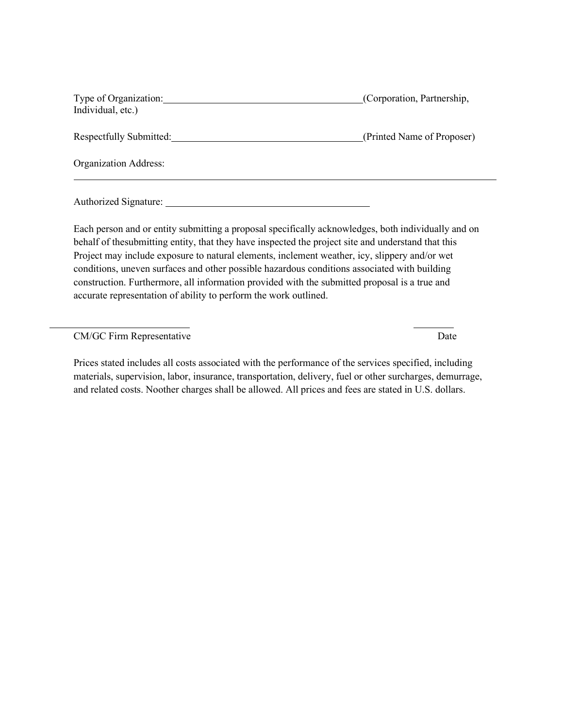Type of Organization:\_\_\_\_\_\_\_\_\_\_\_\_\_\_\_\_\_\_\_\_\_\_\_\_\_\_\_\_\_\_\_\_\_\_\_\_\_\_\_\_(Corporation, Partnership, Individual, etc.)

Respectfully Submitted:\_\_\_\_\_\_\_\_\_\_\_\_\_\_\_\_\_\_\_\_\_\_\_\_\_\_\_\_\_\_\_\_\_\_\_\_\_\_(Printed Name of Proposer)

Organization Address:

\_\_\_\_\_\_\_\_\_\_\_\_\_\_\_\_\_\_\_\_\_\_\_\_\_\_\_\_\_\_\_\_\_\_\_\_\_\_\_\_\_\_\_\_\_\_\_\_\_\_\_\_\_\_\_\_\_\_\_\_\_\_\_\_\_\_\_\_\_\_\_\_\_\_\_\_\_\_\_\_\_\_\_\_\_\_

Authorized Signature: \_\_\_\_\_\_\_\_\_\_\_\_\_\_\_\_\_\_\_\_\_\_\_\_\_\_\_\_\_\_\_\_\_\_\_\_\_\_\_\_\_\_

Each person and or entity submitting a proposal specifically acknowledges, both individually and on behalf of thesubmitting entity, that they have inspected the project site and understand that this Project may include exposure to natural elements, inclement weather, icy, slippery and/or wet conditions, uneven surfaces and other possible hazardous conditions associated with building construction. Furthermore, all information provided with the submitted proposal is a true and accurate representation of ability to perform the work outlined.

\_\_\_\_\_\_\_\_\_\_\_\_\_\_\_\_\_\_\_\_\_\_\_\_\_\_\_\_\_\_ \_\_\_\_\_\_\_\_\_

CM/GC Firm Representative Date

Prices stated includes all costs associated with the performance of the services specified, including materials, supervision, labor, insurance, transportation, delivery, fuel or other surcharges, demurrage, and related costs. Noother charges shall be allowed. All prices and fees are stated in U.S. dollars.